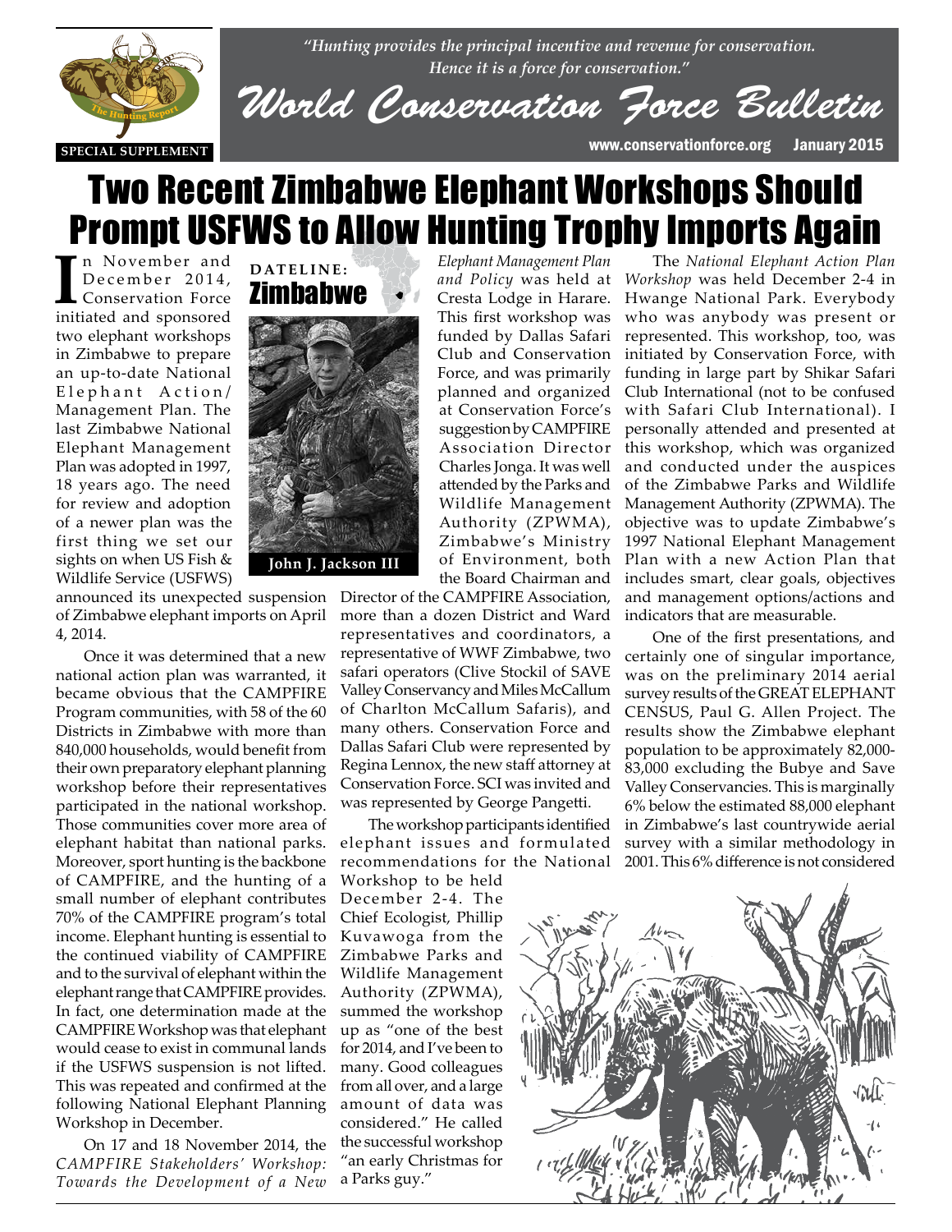*"Hunting provides the principal incentive and revenue for conservation. Hence it is a force for conservation."*

# World Conservation Force Bulletin

SPECIAL SUPPLEMENT

www.conservationforce.org January 2015

# Two Recent Zimbabwe Elephant Workshops Should Prompt USFWS to Allow Hunting Trophy Imports Again

**DATELINE: Zimbabwe**

John J. Jackson III

In November and December 2014, Conservation Force initiated and sponsored two elephant workshops in Zimbabwe to prepare an up-to-date National Elephant Action/Management Plan. The last Zimbabwe National Elephant Management Plan was adopted in 1997, 18 years ago. The need for review and adoption of a newer plan was the first thing we set our sights on when US Fish & Wildlife Service (USFWS) announced its unexpected suspension of Zimbabwe elephant imports on April 4, 2014.

Once it was determined that a new national action plan was warranted, it became obvious that the CAMPFIRE Program communities, with 58 of the 60 Districts in Zimbabwe with more than 840,000 households, would benefit from their own preparatory elephant planning workshop before their representatives participated in the national workshop. Those communities cover more area of elephant habitat than national parks. Moreover, sport hunting is the backbone of CAMPFIRE, and the hunting of a small number of elephant contributes 70% of the CAMPFIRE program's total income. Elephant hunting is essential to the continued viability of CAMPFIRE and to the survival of elephant within the elephant range that CAMPFIRE provides. In fact, one determination made at the CAMPFIRE Workshop was that elephant would cease to exist in communal lands if the USFWS suspension is not lifted. This was repeated and confirmed at the following National Elephant Planning Workshop in December.

On 17 and 18 November 2014, the *CAMPFIRE Stakeholders' Workshop: Towards the Development of a New Elephant Management Plan and Policy* was held at Cresta Lodge in Harare. This first workshop was funded by Dallas Safari Club and Conservation Force, and was primarily planned and organized at Conservation Force's suggestion by CAMPFIRE Association Director Charles Jonga. It was well attended by the Parks and Wildlife Management Authority (ZPWMA), Zimbabwe's Ministry of Environment, both the Board Chairman and Director of the CAMPFIRE Association, more than a dozen District and Ward representatives and coordinators, a representative of WWF Zimbabwe, two safari operators (Clive Stockil of SAVE Valley Conservancy and Miles McCallum of Charlton McCallum Safaris), and many others. Conservation Force and Dallas Safari Club were represented by Regina Lennox, the new staff attorney at Conservation Force. SCI was invited and was represented by George Pangetti.

The workshop participants identified elephant issues and formulated recommendations for the National Workshop to be held December 2-4. The Chief Ecologist, Phillip Kuvawoga from the Zimbabwe Parks and Wildlife Management Authority (ZPWMA), summed the workshop up as "one of the best for 2014, and I've been to many. Good colleagues from all over, and a large amount of data was considered." He called the successful workshop "an early Christmas for a Parks guy."

The *National Elephant Action Plan Workshop* was held December 2-4 in Hwange National Park. Everybody who was anybody was present or represented. This workshop, too, was initiated by Conservation Force, with funding in large part by Shikar Safari Club International (not to be confused with Safari Club International). I personally attended and presented at this workshop, which was organized and conducted under the auspices of the Zimbabwe Parks and Wildlife Management Authority (ZPWMA). The objective was to update Zimbabwe's 1997 National Elephant Management Plan with a new Action Plan that includes smart, clear goals, objectives and management options/actions and indicators that are measurable.

One of the first presentations, and certainly one of singular importance, was on the preliminary 2014 aerial survey results of the GREAT ELEPHANT CENSUS, Paul G. Allen Project. The results show the Zimbabwe elephant population to be approximately 82,000-83,000 excluding the Bubye and Save Valley Conservancies. This is marginally 6% below the estimated 88,000 elephant in Zimbabwe's last countrywide aerial survey with a similar methodology in 2001. This 6% difference is not considered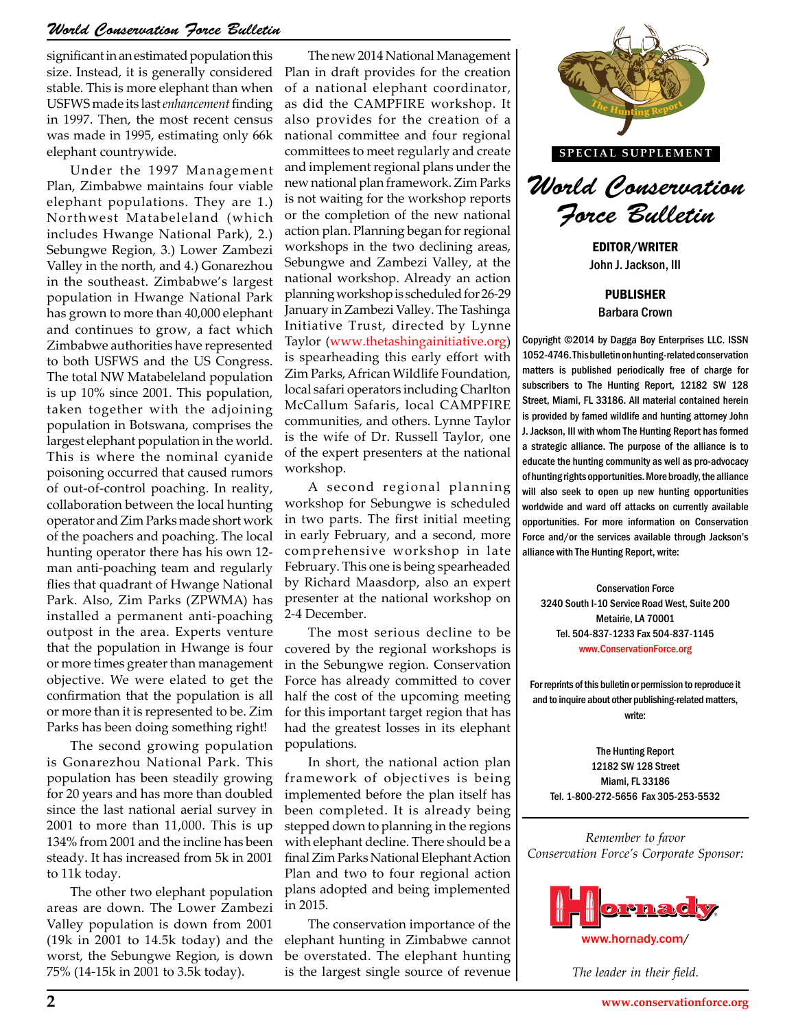significant in an estimated population this size. Instead, it is generally considered stable. This is more elephant than when USFWS made its last *enhancement* finding in 1997. Then, the most recent census was made in 1995, estimating only 66k elephant countrywide.

Under the 1997 Management Plan, Zimbabwe maintains four viable elephant populations. They are 1.) Northwest Matabeleland (which includes Hwange National Park), 2.) Sebungwe Region, 3.) Lower Zambezi Valley in the north, and 4.) Gonarezhou in the southeast. Zimbabwe's largest population in Hwange National Park has grown to more than 40,000 elephant and continues to grow, a fact which Zimbabwe authorities have represented to both USFWS and the US Congress. The total NW Matabeleland population is up 10% since 2001. This population, taken together with the adjoining population in Botswana, comprises the largest elephant population in the world. This is where the nominal cyanide poisoning occurred that caused rumors of out-of-control poaching. In reality, collaboration between the local hunting operator and Zim Parks made short work of the poachers and poaching. The local hunting operator there has his own 12-man anti-poaching team and regularly flies that quadrant of Hwange National Park. Also, Zim Parks (ZPWMA) has installed a permanent anti-poaching outpost in the area. Experts venture that the population in Hwange is four or more times greater than management objective. We were elated to get the confirmation that the population is all or more than it is represented to be. Zim Parks has been doing something right!

The second growing population is Gonarezhou National Park. This population has been steadily growing for 20 years and has more than doubled since the last national aerial survey in 2001 to more than 11,000. This is up 134% from 2001 and the incline has been steady. It has increased from 5k in 2001 to 11k today.

The other two elephant population areas are down. The Lower Zambezi Valley population is down from 2001 (19k in 2001 to 14.5k today) and the worst, the Sebungwe Region, is down 75% (14-15k in 2001 to 3.5k today).

The new 2014 National Management Plan in draft provides for the creation of a national elephant coordinator, as did the CAMPFIRE workshop. It also provides for the creation of a national committee and four regional committees to meet regularly and create and implement regional plans under the new national plan framework. Zim Parks is not waiting for the workshop reports or the completion of the new national action plan. Planning began for regional workshops in the two declining areas, Sebungwe and Zambezi Valley, at the national workshop. Already an action planning workshop is scheduled for 26-29 January in Zambezi Valley. The Tashinga Initiative Trust, directed by Lynne Taylor (www.thetashingainitiative.org) is spearheading this early effort with Zim Parks, African Wildlife Foundation, local safari operators including Charlton McCallum Safaris, local CAMPFIRE communities, and others. Lynne Taylor is the wife of Dr. Russell Taylor, one of the expert presenters at the national workshop.

A second regional planning workshop for Sebungwe is scheduled in two parts. The first initial meeting in early February, and a second, more comprehensive workshop in late February. This one is being spearheaded by Richard Maasdorp, also an expert presenter at the national workshop on 2-4 December.

The most serious decline to be covered by the regional workshops is in the Sebungwe region. Conservation Force has already committed to cover half the cost of the upcoming meeting for this important target region that has had the greatest losses in its elephant populations.

In short, the national action plan framework of objectives is being implemented before the plan itself has been completed. It is already being stepped down to planning in the regions with elephant decline. There should be a final Zim Parks National Elephant Action Plan and two to four regional action plans adopted and being implemented in 2015.

The conservation importance of the elephant hunting in Zimbabwe cannot be overstated. The elephant hunting is the largest single source of revenue

The Hunting Report

**SPECIAL SUPPLEMENT**

# *World Conservation Force Bulletin*

**EDITOR/WRITER**
John J. Jackson, III

**PUBLISHER**
Barbara Crown

Copyright ©2014 by Dagga Boy Enterprises LLC. ISSN 1052-4746. This bulletin on hunting-related conservation matters is published periodically free of charge for subscribers to The Hunting Report, 12182 SW 128 Street, Miami, FL 33186. All material contained herein is provided by famed wildlife and hunting attorney John J. Jackson, III with whom The Hunting Report has formed a strategic alliance. The purpose of the alliance is to educate the hunting community as well as pro-advocacy of hunting rights opportunities. More broadly, the alliance will also seek to open up new hunting opportunities worldwide and ward off attacks on currently available opportunities. For more information on Conservation Force and/or the services available through Jackson's alliance with The Hunting Report, write:

Conservation Force
3240 South I-10 Service Road West, Suite 200
Metairie, LA 70001
Tel. 504-837-1233 Fax 504-837-1145
www.ConservationForce.org

For reprints of this bulletin or permission to reproduce it and to inquire about other publishing-related matters, write:

The Hunting Report
12182 SW 128 Street
Miami, FL 33186
Tel. 1-800-272-5656 Fax 305-253-5532

*Remember to favor Conservation Force's Corporate Sponsor:*

Hornady
www.hornady.com/

*The leader in their field.*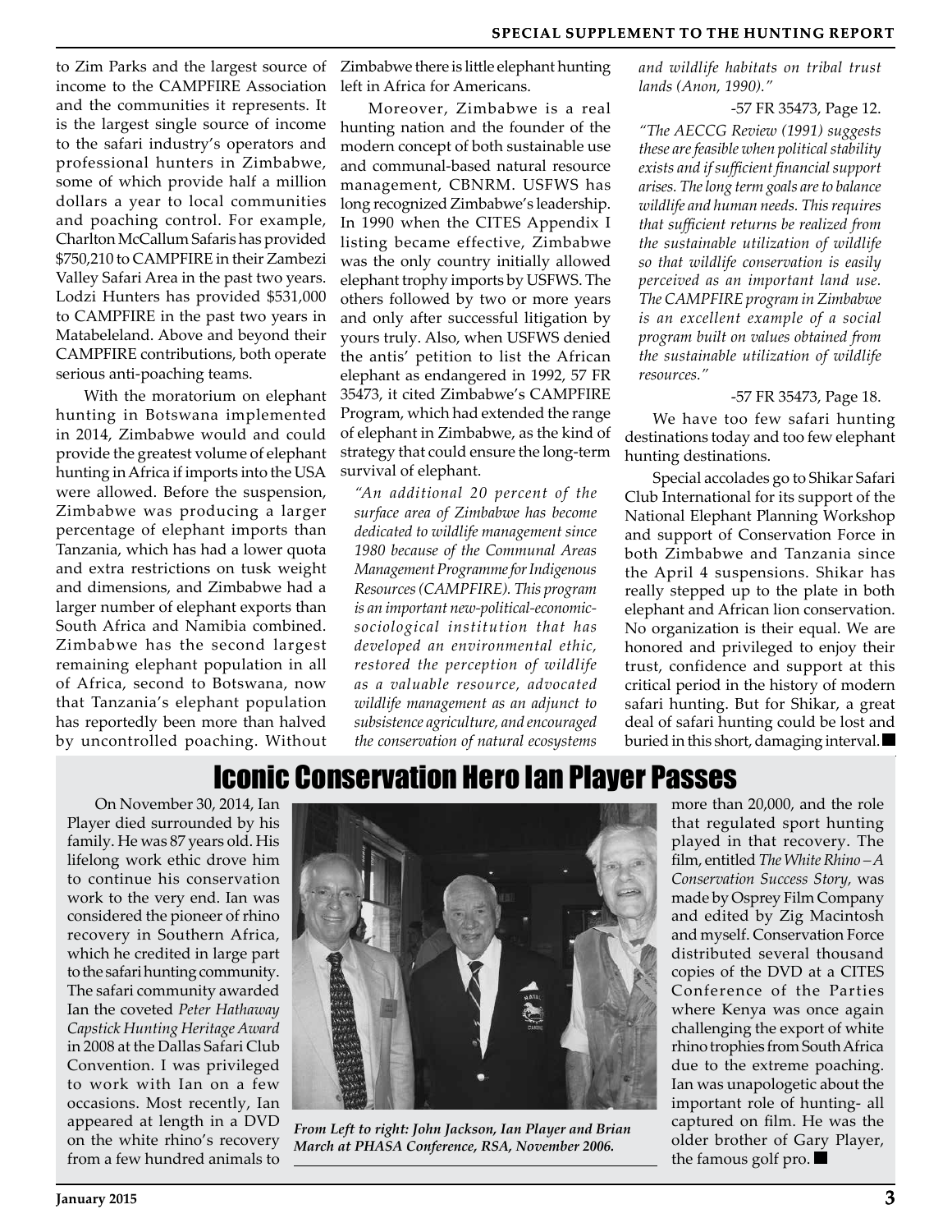to Zim Parks and the largest source of income to the CAMPFIRE Association and the communities it represents. It is the largest single source of income to the safari industry's operators and professional hunters in Zimbabwe, some of which provide half a million dollars a year to local communities and poaching control. For example, Charlton McCallum Safaris has provided $750,210 to CAMPFIRE in their Zambezi Valley Safari Area in the past two years. Lodzi Hunters has provided $531,000 to CAMPFIRE in the past two years in Matabeleland. Above and beyond their CAMPFIRE contributions, both operate serious anti-poaching teams.

With the moratorium on elephant hunting in Botswana implemented in 2014, Zimbabwe would and could provide the greatest volume of elephant hunting in Africa if imports into the USA were allowed. Before the suspension, Zimbabwe was producing a larger percentage of elephant imports than Tanzania, which has had a lower quota and extra restrictions on tusk weight and dimensions, and Zimbabwe had a larger number of elephant exports than South Africa and Namibia combined. Zimbabwe has the second largest remaining elephant population in all of Africa, second to Botswana, now that Tanzania's elephant population has reportedly been more than halved by uncontrolled poaching. Without Zimbabwe there is little elephant hunting left in Africa for Americans.

Moreover, Zimbabwe is a real hunting nation and the founder of the modern concept of both sustainable use and communal-based natural resource management, CBNRM. USFWS has long recognized Zimbabwe's leadership. In 1990 when the CITES Appendix I listing became effective, Zimbabwe was the only country initially allowed elephant trophy imports by USFWS. The others followed by two or more years and only after successful litigation by yours truly. Also, when USFWS denied the antis' petition to list the African elephant as endangered in 1992, 57 FR 35473, it cited Zimbabwe's CAMPFIRE Program, which had extended the range of elephant in Zimbabwe, as the kind of strategy that could ensure the long-term survival of elephant.

> *"An additional 20 percent of the surface area of Zimbabwe has become dedicated to wildlife management since 1980 because of the Communal Areas Management Programme for Indigenous Resources (CAMPFIRE). This program is an important new-political-economic-sociological institution that has developed an environmental ethic, restored the perception of wildlife as a valuable resource, advocated wildlife management as an adjunct to subsistence agriculture, and encouraged the conservation of natural ecosystems and wildlife habitats on tribal trust lands (Anon, 1990)."*
>
> -57 FR 35473, Page 12.

> *"The AECCG Review (1991) suggests these are feasible when political stability exists and if sufficient financial support arises. The long term goals are to balance wildlife and human needs. This requires that sufficient returns be realized from the sustainable utilization of wildlife so that wildlife conservation is easily perceived as an important land use. The CAMPFIRE program in Zimbabwe is an excellent example of a social program built on values obtained from the sustainable utilization of wildlife resources."*
>
> -57 FR 35473, Page 18.

We have too few safari hunting destinations today and too few elephant hunting destinations.

Special accolades go to Shikar Safari Club International for its support of the National Elephant Planning Workshop and support of Conservation Force in both Zimbabwe and Tanzania since the April 4 suspensions. Shikar has really stepped up to the plate in both elephant and African lion conservation. No organization is their equal. We are honored and privileged to enjoy their trust, confidence and support at this critical period in the history of modern safari hunting. But for Shikar, a great deal of safari hunting could be lost and buried in this short, damaging interval. ■

# Iconic Conservation Hero Ian Player Passes

On November 30, 2014, Ian Player died surrounded by his family. He was 87 years old. His lifelong work ethic drove him to continue his conservation work to the very end. Ian was considered the pioneer of rhino recovery in Southern Africa, which he credited in large part to the safari hunting community. The safari community awarded Ian the coveted *Peter Hathaway Capstick Hunting Heritage Award* in 2008 at the Dallas Safari Club Convention. I was privileged to work with Ian on a few occasions. Most recently, Ian appeared at length in a DVD on the white rhino's recovery from a few hundred animals to more than 20,000, and the role that regulated sport hunting played in that recovery. The film, entitled *The White Rhino – A Conservation Success Story*, was made by Osprey Film Company and edited by Zig Macintosh and myself. Conservation Force distributed several thousand copies of the DVD at a CITES Conference of the Parties where Kenya was once again challenging the export of white rhino trophies from South Africa due to the extreme poaching. Ian was unapologetic about the important role of hunting- all captured on film. He was the older brother of Gary Player, the famous golf pro. ■

*From Left to right: John Jackson, Ian Player and Brian March at PHASA Conference, RSA, November 2006.*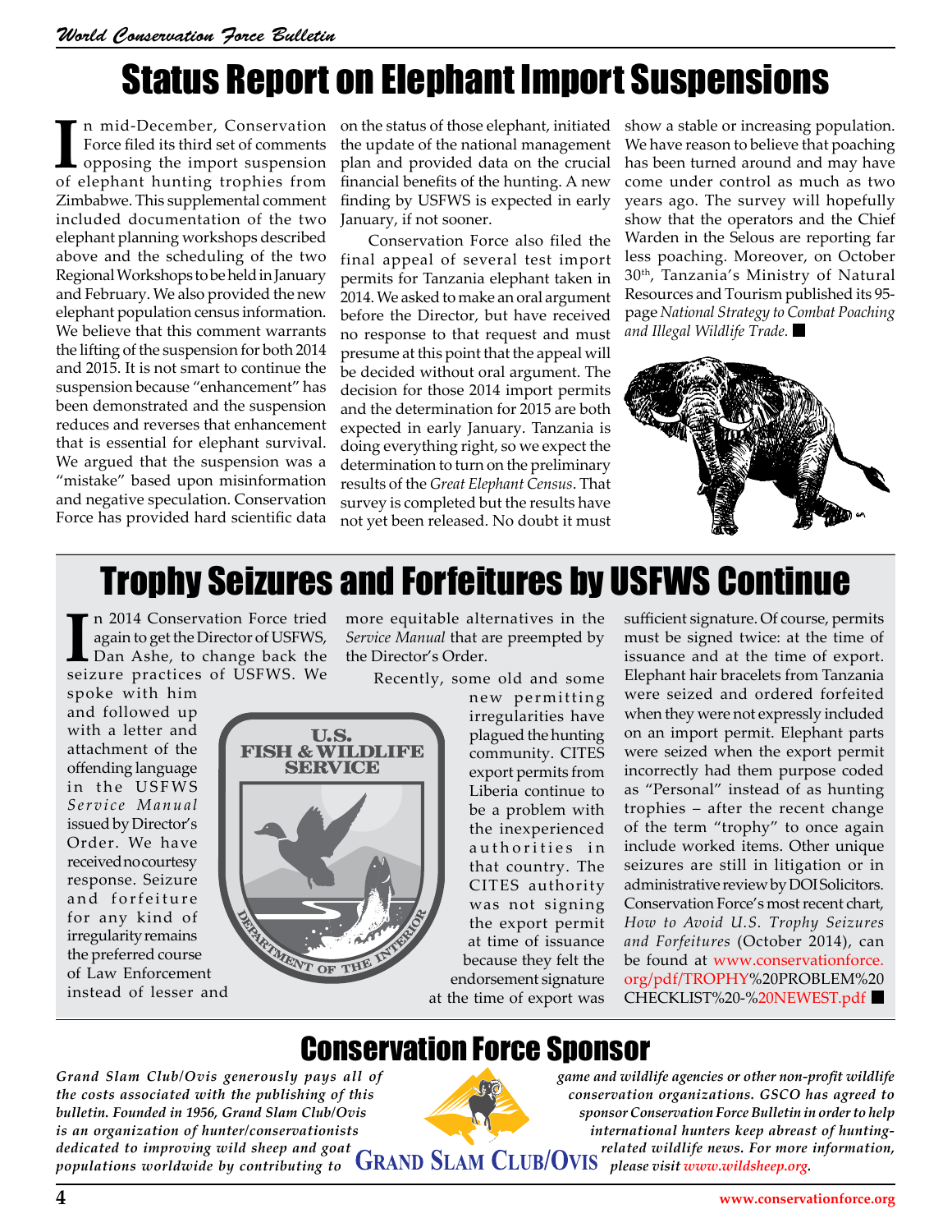# Status Report on Elephant Import Suspensions

In mid-December, Conservation Force filed its third set of comments opposing the import suspension of elephant hunting trophies from Zimbabwe. This supplemental comment included documentation of the two elephant planning workshops described above and the scheduling of the two Regional Workshops to be held in January and February. We also provided the new elephant population census information. We believe that this comment warrants the lifting of the suspension for both 2014 and 2015. It is not smart to continue the suspension because "enhancement" has been demonstrated and the suspension reduces and reverses that enhancement that is essential for elephant survival. We argued that the suspension was a "mistake" based upon misinformation and negative speculation. Conservation Force has provided hard scientific data on the status of those elephant, initiated the update of the national management plan and provided data on the crucial financial benefits of the hunting. A new finding by USFWS is expected in early January, if not sooner.

Conservation Force also filed the final appeal of several test import permits for Tanzania elephant taken in 2014. We asked to make an oral argument before the Director, but have received no response to that request and must presume at this point that the appeal will be decided without oral argument. The decision for those 2014 import permits and the determination for 2015 are both expected in early January. Tanzania is doing everything right, so we expect the determination to turn on the preliminary results of the *Great Elephant Census*. That survey is completed but the results have not yet been released. No doubt it must show a stable or increasing population. We have reason to believe that poaching has been turned around and may have come under control as much as two years ago. The survey will hopefully show that the operators and the Chief Warden in the Selous are reporting far less poaching. Moreover, on October 30th, Tanzania's Ministry of Natural Resources and Tourism published its 95-page *National Strategy to Combat Poaching and Illegal Wildlife Trade.* ■

# Trophy Seizures and Forfeitures by USFWS Continue

In 2014 Conservation Force tried again to get the Director of USFWS, Dan Ashe, to change back the seizure practices of USFWS. We spoke with him and followed up with a letter and attachment of the offending language in the USFWS *Service Manual* issued by Director's Order. We have received no courtesy response. Seizure and forfeiture for any kind of irregularity remains the preferred course of Law Enforcement instead of lesser and more equitable alternatives in the *Service Manual* that are preempted by the Director's Order.

Recently, some old and some new permitting irregularities have plagued the hunting community. CITES export permits from Liberia continue to be a problem with the inexperienced authorities in that country. The CITES authority was not signing the export permit at time of issuance because they felt the endorsement signature at the time of export was sufficient signature. Of course, permits must be signed twice: at the time of issuance and at the time of export. Elephant hair bracelets from Tanzania were seized and ordered forfeited when they were not expressly included on an import permit. Elephant parts were seized when the export permit incorrectly had them purpose coded as "Personal" instead of as hunting trophies – after the recent change of the term "trophy" to once again include worked items. Other unique seizures are still in litigation or in administrative review by DOI Solicitors. Conservation Force's most recent chart, *How to Avoid U.S. Trophy Seizures and Forfeitures* (October 2014), can be found at www.conservationforce.org/pdf/TROPHY%20PROBLEM%20CHECKLIST%20-%20NEWEST.pdf ■

# Conservation Force Sponsor

***Grand Slam Club/Ovis generously pays all of the costs associated with the publishing of this bulletin. Founded in 1956, Grand Slam Club/Ovis is an organization of hunter/conservationists dedicated to improving wild sheep and goat populations worldwide by contributing to game and wildlife agencies or other non-profit wildlife conservation organizations. GSCO has agreed to sponsor Conservation Force Bulletin in order to help international hunters keep abreast of hunting-related wildlife news. For more information, please visit www.wildsheep.org.***